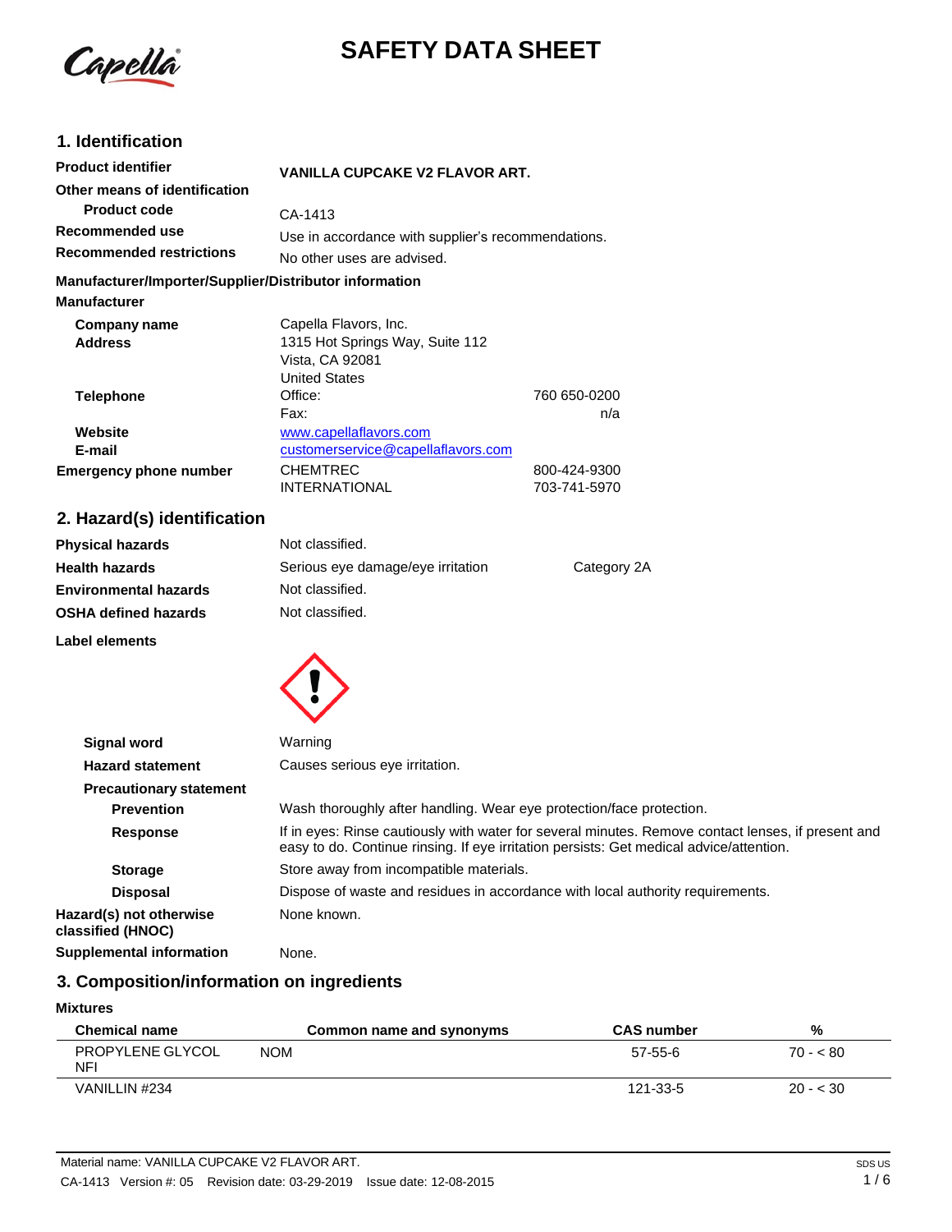# SAFETY DATA SHEET

## 1. Identification

**Product identifier** VANILLA CUPCAKE V2 FLAVOR ART.

**Other means of identification**

**Product code** CA-1413

**Recommended use** Use in accordance with supplier's recommendations.

**Recommended restrictions** No other uses are advised.

**Manufacturer/Importer/Supplier/Distributor information**

**Manufacturer**

**Company name** Capella Flavors, Inc.

**Address** 1315 Hot Springs Way, Suite 112
Vista, CA 92081
United States

**Telephone** Office: 760 650-0200
Fax: n/a

**Website** www.capellaflavors.com

**E-mail** customerservice@capellaflavors.com

**Emergency phone number** CHEMTREC 800-424-9300
INTERNATIONAL 703-741-5970

## 2. Hazard(s) identification

**Physical hazards** Not classified.

**Health hazards** Serious eye damage/eye irritation Category 2A

**Environmental hazards** Not classified.

**OSHA defined hazards** Not classified.

**Label elements**

**Signal word** Warning

**Hazard statement** Causes serious eye irritation.

**Precautionary statement**

**Prevention** Wash thoroughly after handling. Wear eye protection/face protection.

**Response** If in eyes: Rinse cautiously with water for several minutes. Remove contact lenses, if present and easy to do. Continue rinsing. If eye irritation persists: Get medical advice/attention.

**Storage** Store away from incompatible materials.

**Disposal** Dispose of waste and residues in accordance with local authority requirements.

**Hazard(s) not otherwise classified (HNOC)** None known.

**Supplemental information** None.

## 3. Composition/information on ingredients

**Mixtures**

| Chemical name | Common name and synonyms | CAS number | % |
|---|---|---|---|
| PROPYLENE GLYCOL NFI | NOM | 57-55-6 | 70 - < 80 |
| VANILLIN #234 | | 121-33-5 | 20 - < 30 |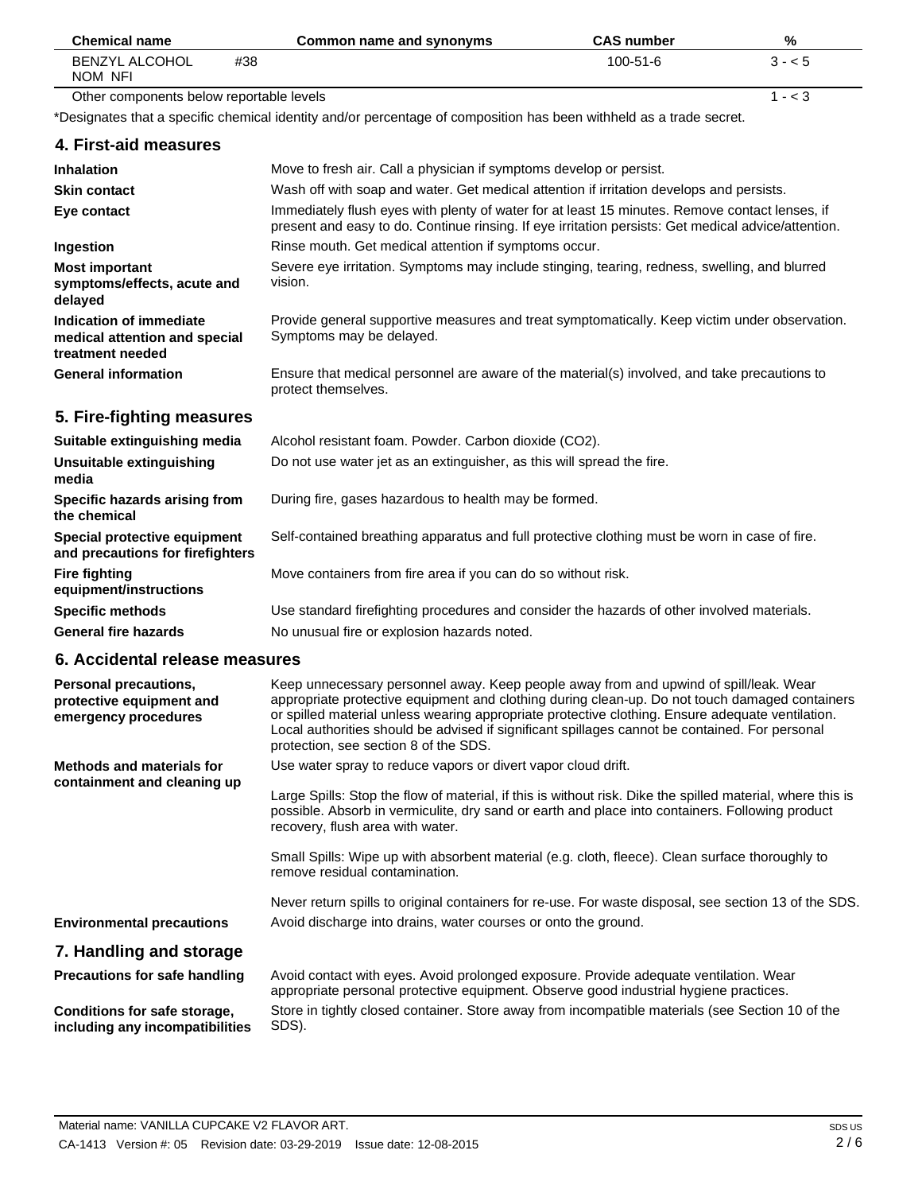| Chemical name | Common name and synonyms | CAS number | % |
|---|---|---|---|
| BENZYL ALCOHOL #38 NOM NFI | | 100-51-6 | 3 - < 5 |
| Other components below reportable levels | | | 1 - < 3 |

*Designates that a specific chemical identity and/or percentage of composition has been withheld as a trade secret.

## 4. First-aid measures

| | |
|---|---|
| **Inhalation** | Move to fresh air. Call a physician if symptoms develop or persist. |
| **Skin contact** | Wash off with soap and water. Get medical attention if irritation develops and persists. |
| **Eye contact** | Immediately flush eyes with plenty of water for at least 15 minutes. Remove contact lenses, if present and easy to do. Continue rinsing. If eye irritation persists: Get medical advice/attention. |
| **Ingestion** | Rinse mouth. Get medical attention if symptoms occur. |
| **Most important symptoms/effects, acute and delayed** | Severe eye irritation. Symptoms may include stinging, tearing, redness, swelling, and blurred vision. |
| **Indication of immediate medical attention and special treatment needed** | Provide general supportive measures and treat symptomatically. Keep victim under observation. Symptoms may be delayed. |
| **General information** | Ensure that medical personnel are aware of the material(s) involved, and take precautions to protect themselves. |

## 5. Fire-fighting measures

| | |
|---|---|
| **Suitable extinguishing media** | Alcohol resistant foam. Powder. Carbon dioxide ($CO_2$). |
| **Unsuitable extinguishing media** | Do not use water jet as an extinguisher, as this will spread the fire. |
| **Specific hazards arising from the chemical** | During fire, gases hazardous to health may be formed. |
| **Special protective equipment and precautions for firefighters** | Self-contained breathing apparatus and full protective clothing must be worn in case of fire. |
| **Fire fighting equipment/instructions** | Move containers from fire area if you can do so without risk. |
| **Specific methods** | Use standard firefighting procedures and consider the hazards of other involved materials. |
| **General fire hazards** | No unusual fire or explosion hazards noted. |

## 6. Accidental release measures

**Personal precautions, protective equipment and emergency procedures**

Keep unnecessary personnel away. Keep people away from and upwind of spill/leak. Wear appropriate protective equipment and clothing during clean-up. Do not touch damaged containers or spilled material unless wearing appropriate protective clothing. Ensure adequate ventilation. Local authorities should be advised if significant spillages cannot be contained. For personal protection, see section 8 of the SDS.

**Methods and materials for containment and cleaning up**

Use water spray to reduce vapors or divert vapor cloud drift.

Large Spills: Stop the flow of material, if this is without risk. Dike the spilled material, where this is possible. Absorb in vermiculite, dry sand or earth and place into containers. Following product recovery, flush area with water.

Small Spills: Wipe up with absorbent material (e.g. cloth, fleece). Clean surface thoroughly to remove residual contamination.

Never return spills to original containers for re-use. For waste disposal, see section 13 of the SDS.

**Environmental precautions**

Avoid discharge into drains, water courses or onto the ground.

## 7. Handling and storage

| | |
|---|---|
| **Precautions for safe handling** | Avoid contact with eyes. Avoid prolonged exposure. Provide adequate ventilation. Wear appropriate personal protective equipment. Observe good industrial hygiene practices. |
| **Conditions for safe storage, including any incompatibilities** | Store in tightly closed container. Store away from incompatible materials (see Section 10 of the SDS). |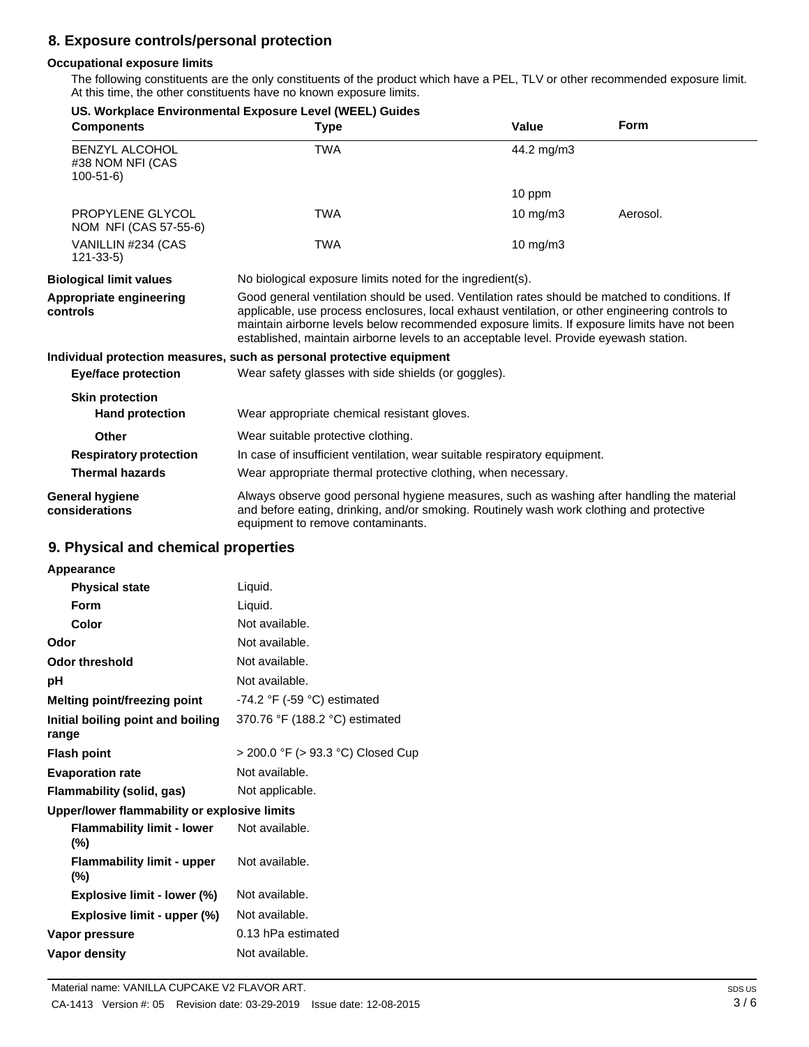## 8. Exposure controls/personal protection

### Occupational exposure limits

The following constituents are the only constituents of the product which have a PEL, TLV or other recommended exposure limit. At this time, the other constituents have no known exposure limits.

**US. Workplace Environmental Exposure Level (WEEL) Guides**

| Components | Type | Value | Form |
|---|---|---|---|
| BENZYL ALCOHOL #38 NOM NFI (CAS 100-51-6) | TWA | 44.2 mg/m3 | |
| | | 10 ppm | |
| PROPYLENE GLYCOL NOM NFI (CAS 57-55-6) | TWA | 10 mg/m3 | Aerosol. |
| VANILLIN #234 (CAS 121-33-5) | TWA | 10 mg/m3 | |

**Biological limit values** No biological exposure limits noted for the ingredient(s).

**Appropriate engineering controls** Good general ventilation should be used. Ventilation rates should be matched to conditions. If applicable, use process enclosures, local exhaust ventilation, or other engineering controls to maintain airborne levels below recommended exposure limits. If exposure limits have not been established, maintain airborne levels to an acceptable level. Provide eyewash station.

### Individual protection measures, such as personal protective equipment

**Eye/face protection** Wear safety glasses with side shields (or goggles).

**Skin protection**

**Hand protection** Wear appropriate chemical resistant gloves.

**Other** Wear suitable protective clothing.

**Respiratory protection** In case of insufficient ventilation, wear suitable respiratory equipment.

**Thermal hazards** Wear appropriate thermal protective clothing, when necessary.

**General hygiene considerations** Always observe good personal hygiene measures, such as washing after handling the material and before eating, drinking, and/or smoking. Routinely wash work clothing and protective equipment to remove contaminants.

## 9. Physical and chemical properties

| | |
|---|---|
| **Appearance** | |
| **Physical state** | Liquid. |
| **Form** | Liquid. |
| **Color** | Not available. |
| **Odor** | Not available. |
| **Odor threshold** | Not available. |
| **pH** | Not available. |
| **Melting point/freezing point** | -74.2 °F (-59 °C) estimated |
| **Initial boiling point and boiling range** | 370.76 °F (188.2 °C) estimated |
| **Flash point** | > 200.0 °F (> 93.3 °C) Closed Cup |
| **Evaporation rate** | Not available. |
| **Flammability (solid, gas)** | Not applicable. |
| **Upper/lower flammability or explosive limits** | |
| **Flammability limit - lower (%)** | Not available. |
| **Flammability limit - upper (%)** | Not available. |
| **Explosive limit - lower (%)** | Not available. |
| **Explosive limit - upper (%)** | Not available. |
| **Vapor pressure** | 0.13 hPa estimated |
| **Vapor density** | Not available. |

Material name: VANILLA CUPCAKE V2 FLAVOR ART.

CA-1413 Version #: 05 Revision date: 03-29-2019 Issue date: 12-08-2015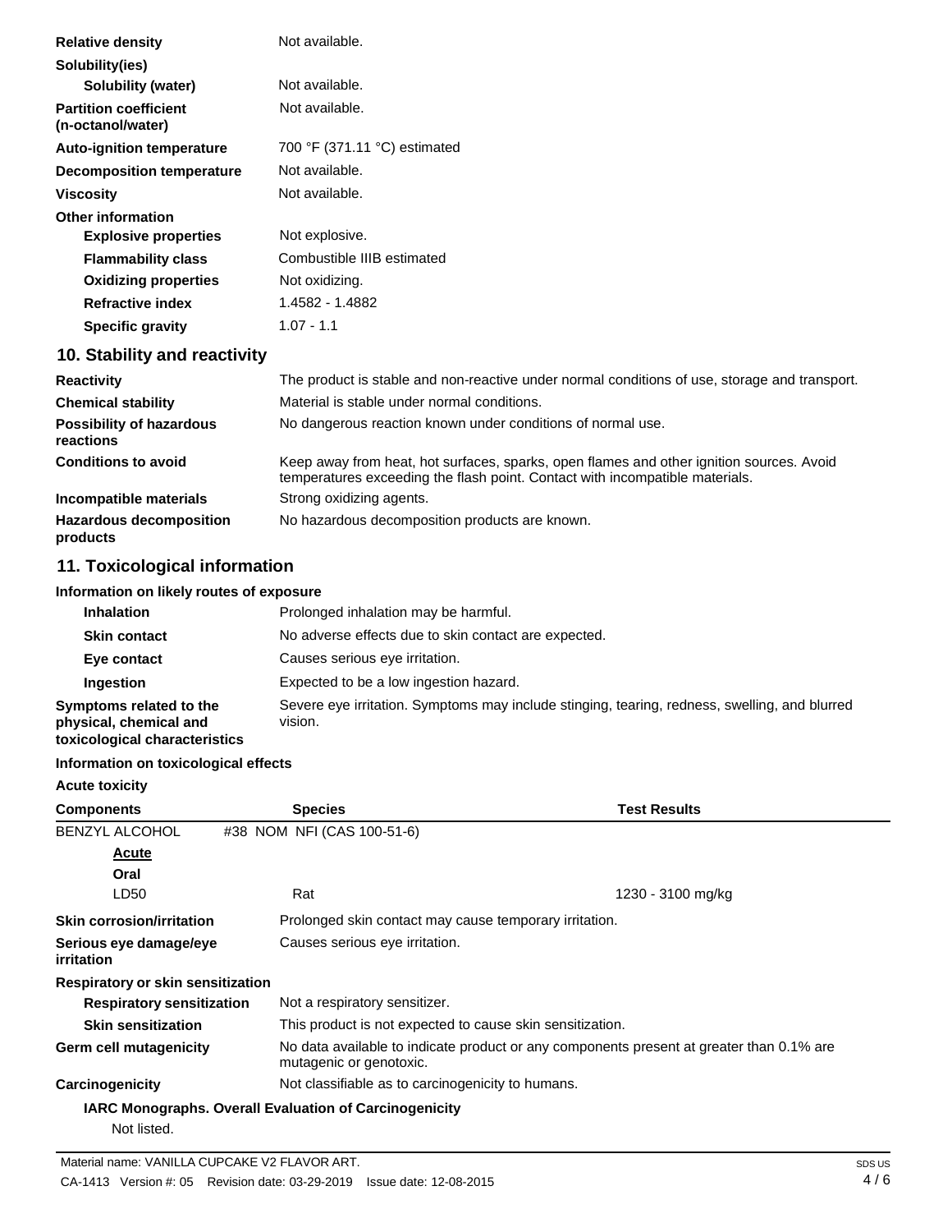| | |
|---|---|
| **Relative density** | Not available. |
| **Solubility(ies)** | |
| **Solubility (water)** | Not available. |
| **Partition coefficient (n-octanol/water)** | Not available. |
| **Auto-ignition temperature** | 700 °F (371.11 °C) estimated |
| **Decomposition temperature** | Not available. |
| **Viscosity** | Not available. |
| **Other information** | |
| **Explosive properties** | Not explosive. |
| **Flammability class** | Combustible IIIB estimated |
| **Oxidizing properties** | Not oxidizing. |
| **Refractive index** | 1.4582 - 1.4882 |
| **Specific gravity** | 1.07 - 1.1 |

## 10. Stability and reactivity

| | |
|---|---|
| **Reactivity** | The product is stable and non-reactive under normal conditions of use, storage and transport. |
| **Chemical stability** | Material is stable under normal conditions. |
| **Possibility of hazardous reactions** | No dangerous reaction known under conditions of normal use. |
| **Conditions to avoid** | Keep away from heat, hot surfaces, sparks, open flames and other ignition sources. Avoid temperatures exceeding the flash point. Contact with incompatible materials. |
| **Incompatible materials** | Strong oxidizing agents. |
| **Hazardous decomposition products** | No hazardous decomposition products are known. |

## 11. Toxicological information

**Information on likely routes of exposure**

| | |
|---|---|
| **Inhalation** | Prolonged inhalation may be harmful. |
| **Skin contact** | No adverse effects due to skin contact are expected. |
| **Eye contact** | Causes serious eye irritation. |
| **Ingestion** | Expected to be a low ingestion hazard. |
| **Symptoms related to the physical, chemical and toxicological characteristics** | Severe eye irritation. Symptoms may include stinging, tearing, redness, swelling, and blurred vision. |

**Information on toxicological effects**

**Acute toxicity**

| Components | Species | Test Results |
|---|---|---|
| BENZYL ALCOHOL | #38 NOM NFI (CAS 100-51-6) | |
| *Acute* | | |
| **Oral** | | |
| LD50 | Rat | 1230 - 3100 mg/kg |

| | |
|---|---|
| **Skin corrosion/irritation** | Prolonged skin contact may cause temporary irritation. |
| **Serious eye damage/eye irritation** | Causes serious eye irritation. |
| **Respiratory or skin sensitization** | |
| **Respiratory sensitization** | Not a respiratory sensitizer. |
| **Skin sensitization** | This product is not expected to cause skin sensitization. |
| **Germ cell mutagenicity** | No data available to indicate product or any components present at greater than 0.1% are mutagenic or genotoxic. |
| **Carcinogenicity** | Not classifiable as to carcinogenicity to humans. |

**IARC Monographs. Overall Evaluation of Carcinogenicity**

Not listed.

Material name: VANILLA CUPCAKE V2 FLAVOR ART.

CA-1413 Version #: 05 Revision date: 03-29-2019 Issue date: 12-08-2015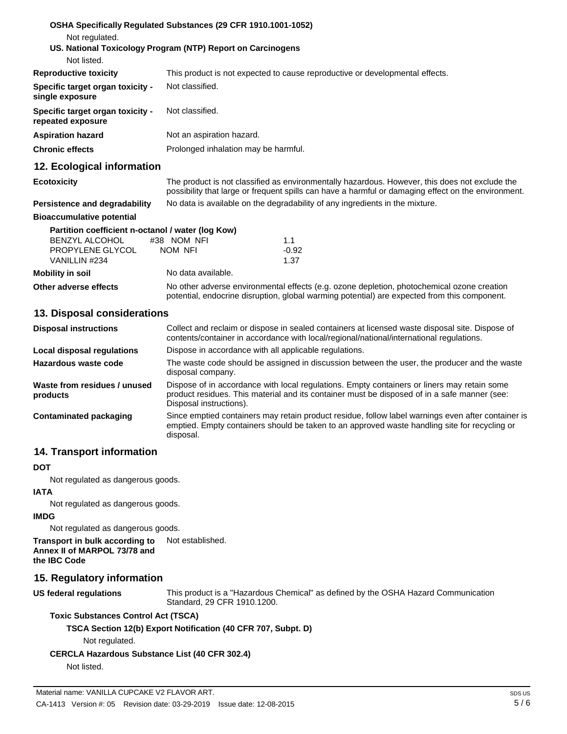**OSHA Specifically Regulated Substances (29 CFR 1910.1001-1052)**

Not regulated.

**US. National Toxicology Program (NTP) Report on Carcinogens**

Not listed.

| | |
|---|---|
| **Reproductive toxicity** | This product is not expected to cause reproductive or developmental effects. |
| **Specific target organ toxicity - single exposure** | Not classified. |
| **Specific target organ toxicity - repeated exposure** | Not classified. |
| **Aspiration hazard** | Not an aspiration hazard. |
| **Chronic effects** | Prolonged inhalation may be harmful. |

## 12. Ecological information

| | |
|---|---|
| **Ecotoxicity** | The product is not classified as environmentally hazardous. However, this does not exclude the possibility that large or frequent spills can have a harmful or damaging effect on the environment. |
| **Persistence and degradability** | No data is available on the degradability of any ingredients in the mixture. |

**Bioaccumulative potential**

**Partition coefficient n-octanol / water (log Kow)**

| | |
|---|---|
| BENZYL ALCOHOL #38 NOM NFI | 1.1 |
| PROPYLENE GLYCOL NOM NFI | -0.92 |
| VANILLIN #234 | 1.37 |

| | |
|---|---|
| **Mobility in soil** | No data available. |
| **Other adverse effects** | No other adverse environmental effects (e.g. ozone depletion, photochemical ozone creation potential, endocrine disruption, global warming potential) are expected from this component. |

## 13. Disposal considerations

| | |
|---|---|
| **Disposal instructions** | Collect and reclaim or dispose in sealed containers at licensed waste disposal site. Dispose of contents/container in accordance with local/regional/national/international regulations. |
| **Local disposal regulations** | Dispose in accordance with all applicable regulations. |
| **Hazardous waste code** | The waste code should be assigned in discussion between the user, the producer and the waste disposal company. |
| **Waste from residues / unused products** | Dispose of in accordance with local regulations. Empty containers or liners may retain some product residues. This material and its container must be disposed of in a safe manner (see: Disposal instructions). |
| **Contaminated packaging** | Since emptied containers may retain product residue, follow label warnings even after container is emptied. Empty containers should be taken to an approved waste handling site for recycling or disposal. |

## 14. Transport information

**DOT**

Not regulated as dangerous goods.

**IATA**

Not regulated as dangerous goods.

**IMDG**

Not regulated as dangerous goods.

**Transport in bulk according to Annex II of MARPOL 73/78 and the IBC Code** Not established.

## 15. Regulatory information

**US federal regulations** This product is a "Hazardous Chemical" as defined by the OSHA Hazard Communication Standard, 29 CFR 1910.1200.

**Toxic Substances Control Act (TSCA)**

**TSCA Section 12(b) Export Notification (40 CFR 707, Subpt. D)**

Not regulated.

**CERCLA Hazardous Substance List (40 CFR 302.4)**

Not listed.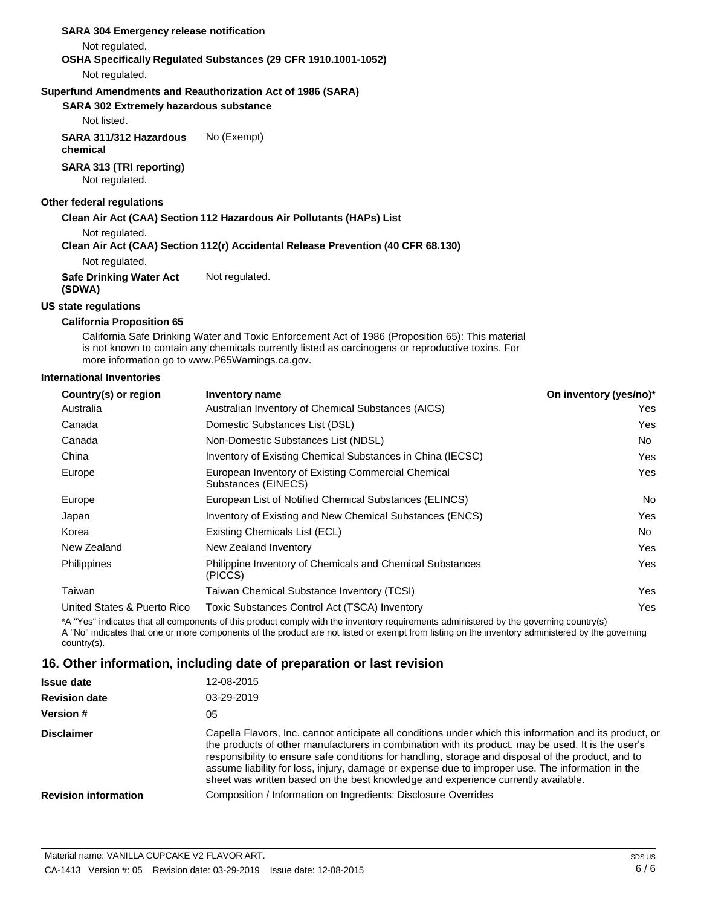**SARA 304 Emergency release notification**

Not regulated.

**OSHA Specifically Regulated Substances (29 CFR 1910.1001-1052)**

Not regulated.

**Superfund Amendments and Reauthorization Act of 1986 (SARA)**

**SARA 302 Extremely hazardous substance**

Not listed.

**SARA 311/312 Hazardous chemical** No (Exempt)

**SARA 313 (TRI reporting)**

Not regulated.

**Other federal regulations**

**Clean Air Act (CAA) Section 112 Hazardous Air Pollutants (HAPs) List**

Not regulated.

**Clean Air Act (CAA) Section 112(r) Accidental Release Prevention (40 CFR 68.130)**

Not regulated.

**Safe Drinking Water Act (SDWA)** Not regulated.

**US state regulations**

**California Proposition 65**

California Safe Drinking Water and Toxic Enforcement Act of 1986 (Proposition 65): This material is not known to contain any chemicals currently listed as carcinogens or reproductive toxins. For more information go to www.P65Warnings.ca.gov.

**International Inventories**

| Country(s) or region | Inventory name | On inventory (yes/no)* |
|---|---|---|
| Australia | Australian Inventory of Chemical Substances (AICS) | Yes |
| Canada | Domestic Substances List (DSL) | Yes |
| Canada | Non-Domestic Substances List (NDSL) | No |
| China | Inventory of Existing Chemical Substances in China (IECSC) | Yes |
| Europe | European Inventory of Existing Commercial Chemical Substances (EINECS) | Yes |
| Europe | European List of Notified Chemical Substances (ELINCS) | No |
| Japan | Inventory of Existing and New Chemical Substances (ENCS) | Yes |
| Korea | Existing Chemicals List (ECL) | No |
| New Zealand | New Zealand Inventory | Yes |
| Philippines | Philippine Inventory of Chemicals and Chemical Substances (PICCS) | Yes |
| Taiwan | Taiwan Chemical Substance Inventory (TCSI) | Yes |
| United States & Puerto Rico | Toxic Substances Control Act (TSCA) Inventory | Yes |

*A "Yes" indicates that all components of this product comply with the inventory requirements administered by the governing country(s)
A "No" indicates that one or more components of the product are not listed or exempt from listing on the inventory administered by the governing country(s).

## 16. Other information, including date of preparation or last revision

**Issue date** 12-08-2015

**Revision date** 03-29-2019

**Version #** 05

**Disclaimer** Capella Flavors, Inc. cannot anticipate all conditions under which this information and its product, or the products of other manufacturers in combination with its product, may be used. It is the user's responsibility to ensure safe conditions for handling, storage and disposal of the product, and to assume liability for loss, injury, damage or expense due to improper use. The information in the sheet was written based on the best knowledge and experience currently available.

**Revision information** Composition / Information on Ingredients: Disclosure Overrides